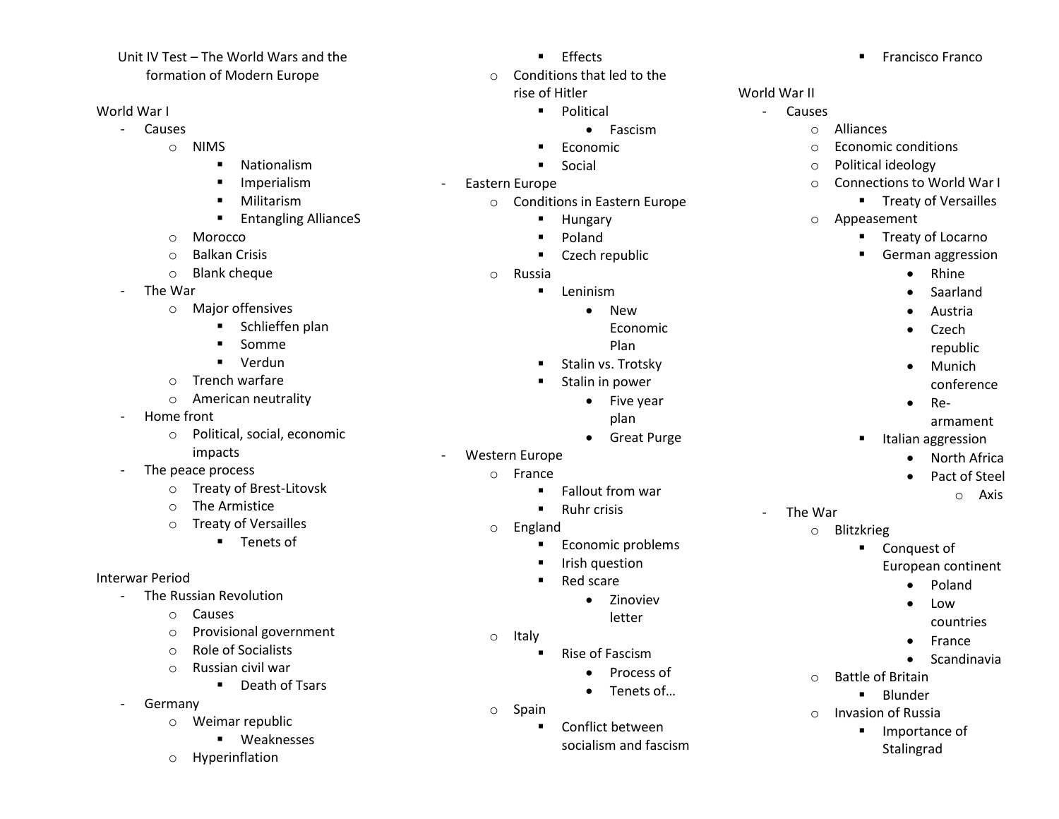# Unit IV Test – The World Wars and the formation of Modern Europe

## World War I

- Causes
  - NIMS
    - Nationalism
    - Imperialism
    - Militarism
    - Entangling AllianceS
  - Morocco
  - Balkan Crisis
  - Blank cheque
- The War
  - Major offensives
    - Schlieffen plan
    - Somme
    - Verdun
  - Trench warfare
  - American neutrality
- Home front
  - Political, social, economic impacts
- The peace process
  - Treaty of Brest-Litovsk
  - The Armistice
  - Treaty of Versailles
    - Tenets of

## Interwar Period

- The Russian Revolution
  - Causes
  - Provisional government
  - Role of Socialists
  - Russian civil war
    - Death of Tsars
- Germany
  - Weimar republic
    - Weaknesses
  - Hyperinflation
    - Effects
  - Conditions that led to the rise of Hitler
    - Political
      - Fascism
    - Economic
    - Social
- Eastern Europe
  - Conditions in Eastern Europe
    - Hungary
    - Poland
    - Czech republic
  - Russia
    - Leninism
      - New Economic Plan
    - Stalin vs. Trotsky
    - Stalin in power
      - Five year plan
      - Great Purge
- Western Europe
  - France
    - Fallout from war
    - Ruhr crisis
  - England
    - Economic problems
    - Irish question
    - Red scare
      - Zinoviev letter
  - Italy
    - Rise of Fascism
      - Process of
      - Tenets of…
  - Spain
    - Conflict between socialism and fascism
    - Francisco Franco

## World War II

- Causes
  - Alliances
  - Economic conditions
  - Political ideology
  - Connections to World War I
    - Treaty of Versailles
  - Appeasement
    - Treaty of Locarno
    - German aggression
      - Rhine
      - Saarland
      - Austria
      - Czech republic
      - Munich conference
      - Re-armament
    - Italian aggression
      - North Africa
      - Pact of Steel
        - Axis
- The War
  - Blitzkrieg
    - Conquest of European continent
      - Poland
      - Low countries
      - France
      - Scandinavia
  - Battle of Britain
    - Blunder
  - Invasion of Russia
    - Importance of Stalingrad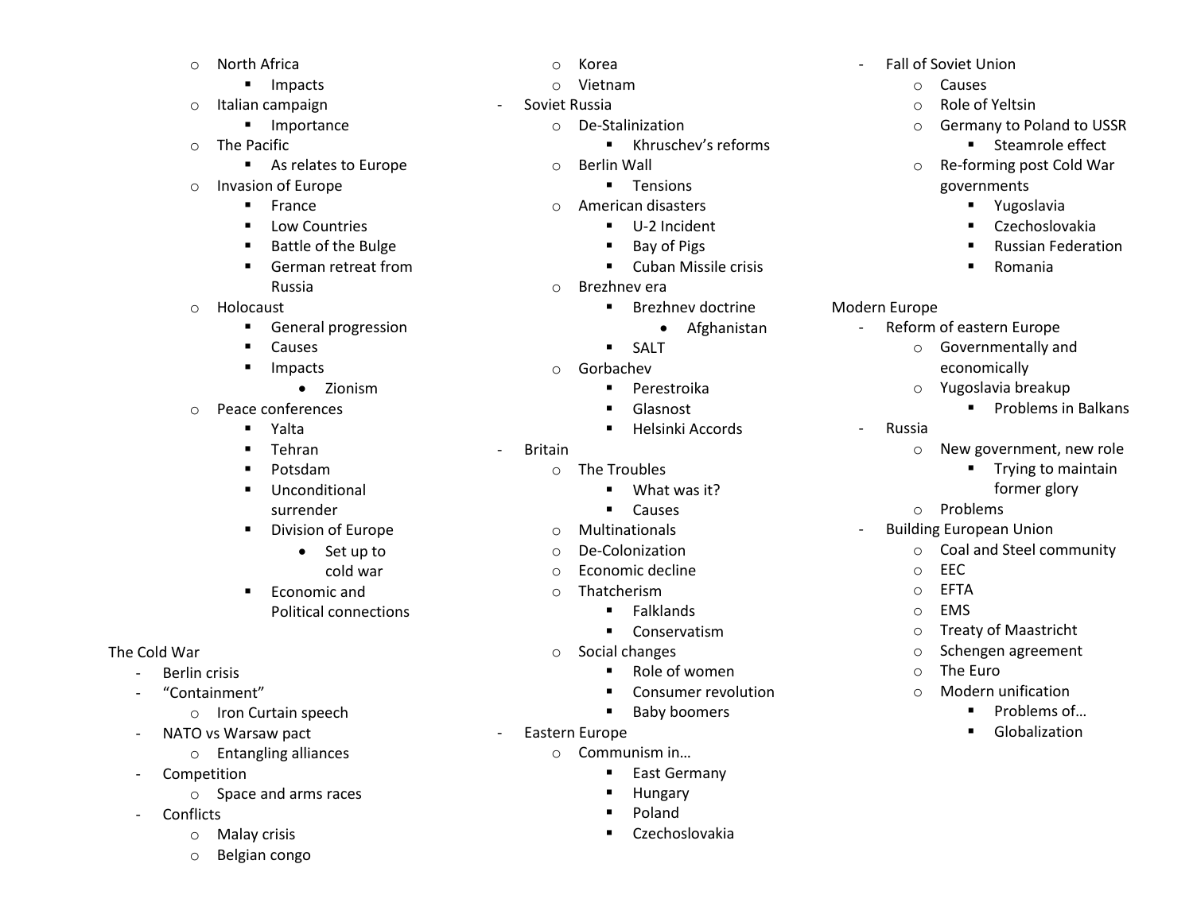- North Africa
  - Impacts
- Italian campaign
  - Importance
- The Pacific
  - As relates to Europe
- Invasion of Europe
  - France
  - Low Countries
  - Battle of the Bulge
  - German retreat from Russia
- Holocaust
  - General progression
  - Causes
  - Impacts
    - Zionism
- Peace conferences
  - Yalta
  - Tehran
  - Potsdam
  - Unconditional surrender
  - Division of Europe
    - Set up to cold war
  - Economic and Political connections

The Cold War

- Berlin crisis
- "Containment"
  - Iron Curtain speech
- NATO vs Warsaw pact
  - Entangling alliances
- Competition
  - Space and arms races
- Conflicts
  - Malay crisis
  - Belgian congo
  - Korea
  - Vietnam
- Soviet Russia
  - De-Stalinization
    - Khruschev's reforms
  - Berlin Wall
    - Tensions
  - American disasters
    - U-2 Incident
    - Bay of Pigs
    - Cuban Missile crisis
  - Brezhnev era
    - Brezhnev doctrine
      - Afghanistan
    - SALT
  - Gorbachev
    - Perestroika
    - Glasnost
    - Helsinki Accords
- Britain
  - The Troubles
    - What was it?
    - Causes
  - Multinationals
  - De-Colonization
  - Economic decline
  - Thatcherism
    - Falklands
    - Conservatism
  - Social changes
    - Role of women
    - Consumer revolution
    - Baby boomers
- Eastern Europe
  - Communism in…
    - East Germany
    - Hungary
    - Poland
    - Czechoslovakia
- Fall of Soviet Union
  - Causes
  - Role of Yeltsin
  - Germany to Poland to USSR
    - Steamrole effect
  - Re-forming post Cold War governments
    - Yugoslavia
    - Czechoslovakia
    - Russian Federation
    - Romania

Modern Europe

- Reform of eastern Europe
  - Governmentally and economically
  - Yugoslavia breakup
    - Problems in Balkans
- Russia
  - New government, new role
    - Trying to maintain former glory
  - Problems
- Building European Union
  - Coal and Steel community
  - EEC
  - EFTA
  - EMS
  - Treaty of Maastricht
  - Schengen agreement
  - The Euro
  - Modern unification
    - Problems of…
    - Globalization